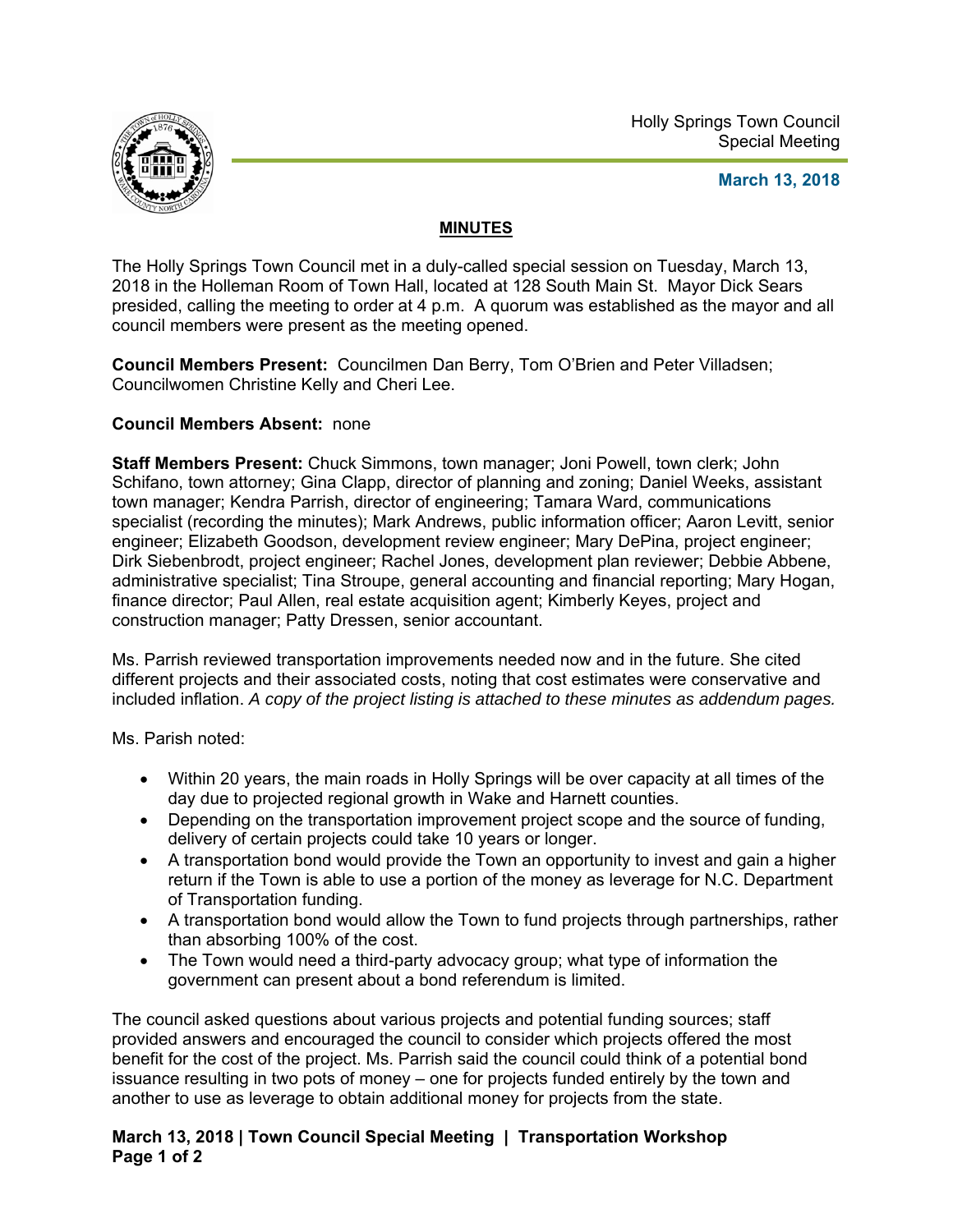Holly Springs Town Council
Special Meeting

**March 13, 2018**

## MINUTES

The Holly Springs Town Council met in a duly-called special session on Tuesday, March 13, 2018 in the Holleman Room of Town Hall, located at 128 South Main St. Mayor Dick Sears presided, calling the meeting to order at 4 p.m. A quorum was established as the mayor and all council members were present as the meeting opened.

**Council Members Present:** Councilmen Dan Berry, Tom O'Brien and Peter Villadsen; Councilwomen Christine Kelly and Cheri Lee.

**Council Members Absent:** none

**Staff Members Present:** Chuck Simmons, town manager; Joni Powell, town clerk; John Schifano, town attorney; Gina Clapp, director of planning and zoning; Daniel Weeks, assistant town manager; Kendra Parrish, director of engineering; Tamara Ward, communications specialist (recording the minutes); Mark Andrews, public information officer; Aaron Levitt, senior engineer; Elizabeth Goodson, development review engineer; Mary DePina, project engineer; Dirk Siebenbrodt, project engineer; Rachel Jones, development plan reviewer; Debbie Abbene, administrative specialist; Tina Stroupe, general accounting and financial reporting; Mary Hogan, finance director; Paul Allen, real estate acquisition agent; Kimberly Keyes, project and construction manager; Patty Dressen, senior accountant.

Ms. Parrish reviewed transportation improvements needed now and in the future. She cited different projects and their associated costs, noting that cost estimates were conservative and included inflation. *A copy of the project listing is attached to these minutes as addendum pages.*

Ms. Parish noted:

- Within 20 years, the main roads in Holly Springs will be over capacity at all times of the day due to projected regional growth in Wake and Harnett counties.
- Depending on the transportation improvement project scope and the source of funding, delivery of certain projects could take 10 years or longer.
- A transportation bond would provide the Town an opportunity to invest and gain a higher return if the Town is able to use a portion of the money as leverage for N.C. Department of Transportation funding.
- A transportation bond would allow the Town to fund projects through partnerships, rather than absorbing 100% of the cost.
- The Town would need a third-party advocacy group; what type of information the government can present about a bond referendum is limited.

The council asked questions about various projects and potential funding sources; staff provided answers and encouraged the council to consider which projects offered the most benefit for the cost of the project. Ms. Parrish said the council could think of a potential bond issuance resulting in two pots of money – one for projects funded entirely by the town and another to use as leverage to obtain additional money for projects from the state.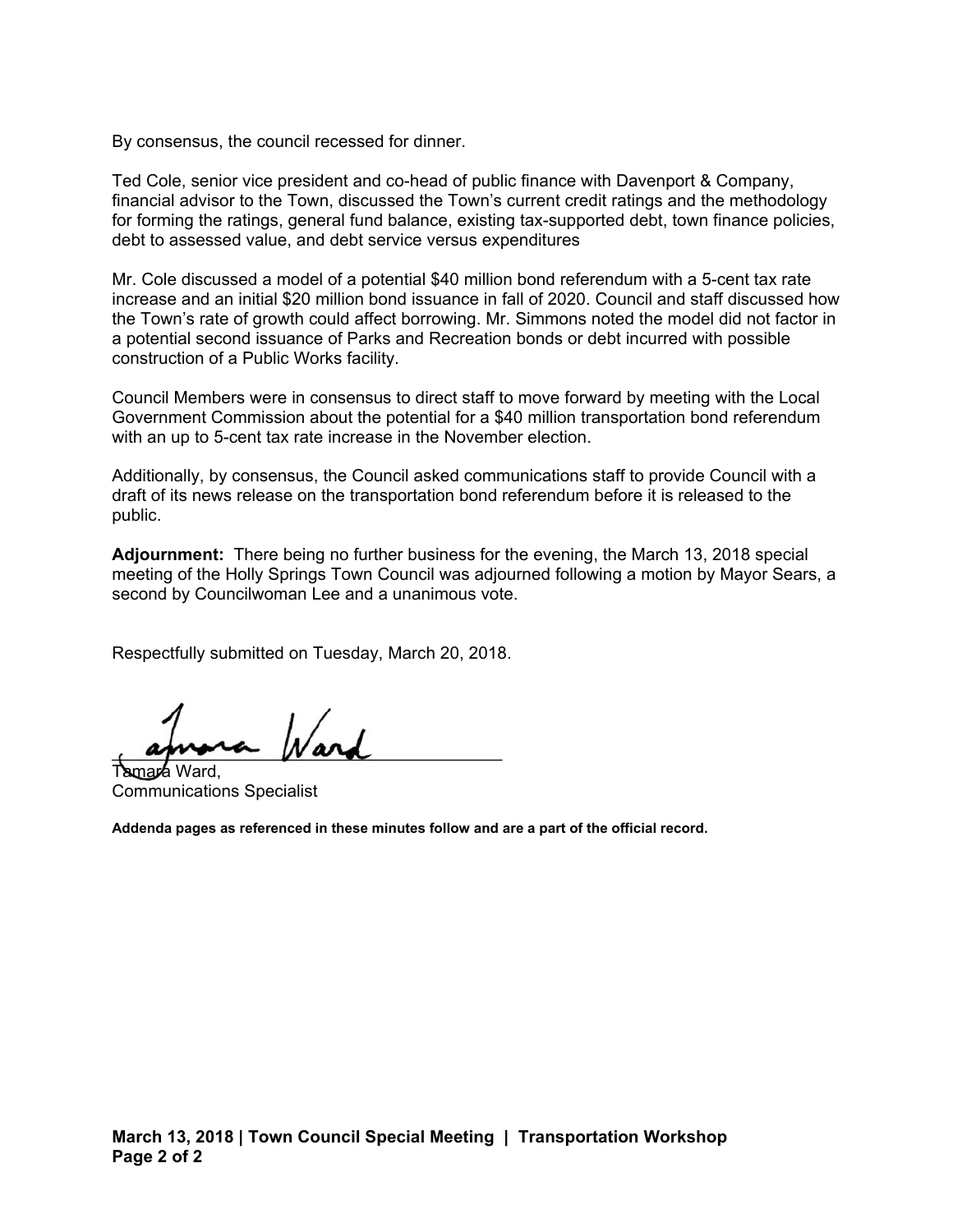By consensus, the council recessed for dinner.

Ted Cole, senior vice president and co-head of public finance with Davenport & Company, financial advisor to the Town, discussed the Town's current credit ratings and the methodology for forming the ratings, general fund balance, existing tax-supported debt, town finance policies, debt to assessed value, and debt service versus expenditures

Mr. Cole discussed a model of a potential $40 million bond referendum with a 5-cent tax rate increase and an initial $20 million bond issuance in fall of 2020. Council and staff discussed how the Town's rate of growth could affect borrowing. Mr. Simmons noted the model did not factor in a potential second issuance of Parks and Recreation bonds or debt incurred with possible construction of a Public Works facility.

Council Members were in consensus to direct staff to move forward by meeting with the Local Government Commission about the potential for a $40 million transportation bond referendum with an up to 5-cent tax rate increase in the November election.

Additionally, by consensus, the Council asked communications staff to provide Council with a draft of its news release on the transportation bond referendum before it is released to the public.

**Adjournment:** There being no further business for the evening, the March 13, 2018 special meeting of the Holly Springs Town Council was adjourned following a motion by Mayor Sears, a second by Councilwoman Lee and a unanimous vote.

Respectfully submitted on Tuesday, March 20, 2018.

Tamara Ward,
Communications Specialist

**Addenda pages as referenced in these minutes follow and are a part of the official record.**

**March 13, 2018 | Town Council Special Meeting | Transportation Workshop**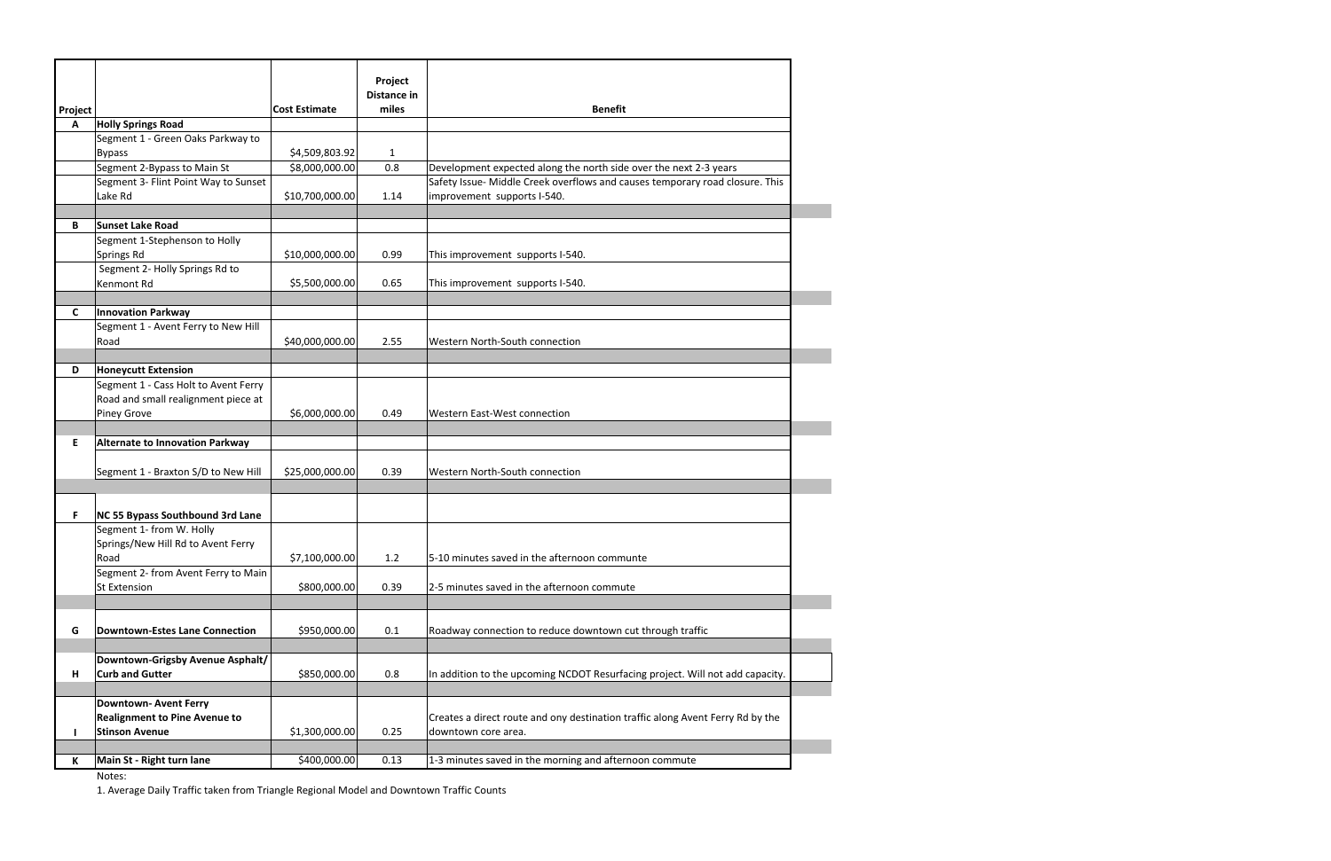| Project | | Cost Estimate | Project Distance in miles | Benefit |
|---|---|---|---|---|
| A | **Holly Springs Road** | | | |
| | Segment 1 - Green Oaks Parkway to Bypass | $4,509,803.92 | 1 | |
| | Segment 2-Bypass to Main St | $8,000,000.00 | 0.8 | Development expected along the north side over the next 2-3 years |
| | Segment 3- Flint Point Way to Sunset Lake Rd | $10,700,000.00 | 1.14 | Safety Issue- Middle Creek overflows and causes temporary road closure. This improvement supports I-540. |
| | | | | |
| B | **Sunset Lake Road** | | | |
| | Segment 1-Stephenson to Holly Springs Rd | $10,000,000.00 | 0.99 | This improvement supports I-540. |
| | Segment 2- Holly Springs Rd to Kenmont Rd | $5,500,000.00 | 0.65 | This improvement supports I-540. |
| | | | | |
| C | **Innovation Parkway** | | | |
| | Segment 1 - Avent Ferry to New Hill Road | $40,000,000.00 | 2.55 | Western North-South connection |
| | | | | |
| D | **Honeycutt Extension** | | | |
| | Segment 1 - Cass Holt to Avent Ferry Road and small realignment piece at Piney Grove | $6,000,000.00 | 0.49 | Western East-West connection |
| | | | | |
| E | **Alternate to Innovation Parkway** | | | |
| | Segment 1 - Braxton S/D to New Hill | $25,000,000.00 | 0.39 | Western North-South connection |
| | | | | |
| F | **NC 55 Bypass Southbound 3rd Lane** | | | |
| | Segment 1- from W. Holly Springs/New Hill Rd to Avent Ferry Road | $7,100,000.00 | 1.2 | 5-10 minutes saved in the afternoon communte |
| | Segment 2- from Avent Ferry to Main St Extension | $800,000.00 | 0.39 | 2-5 minutes saved in the afternoon commute |
| | | | | |
| G | **Downtown-Estes Lane Connection** | $950,000.00 | 0.1 | Roadway connection to reduce downtown cut through traffic |
| | | | | |
| H | **Downtown-Grigsby Avenue Asphalt/ Curb and Gutter** | $850,000.00 | 0.8 | In addition to the upcoming NCDOT Resurfacing project. Will not add capacity. |
| | | | | |
| I | **Downtown- Avent Ferry Realignment to Pine Avenue to Stinson Avenue** | $1,300,000.00 | 0.25 | Creates a direct route and ony destination traffic along Avent Ferry Rd by the downtown core area. |
| | | | | |
| K | **Main St - Right turn lane** | $400,000.00 | 0.13 | 1-3 minutes saved in the morning and afternoon commute |

Notes:

1. Average Daily Traffic taken from Triangle Regional Model and Downtown Traffic Counts